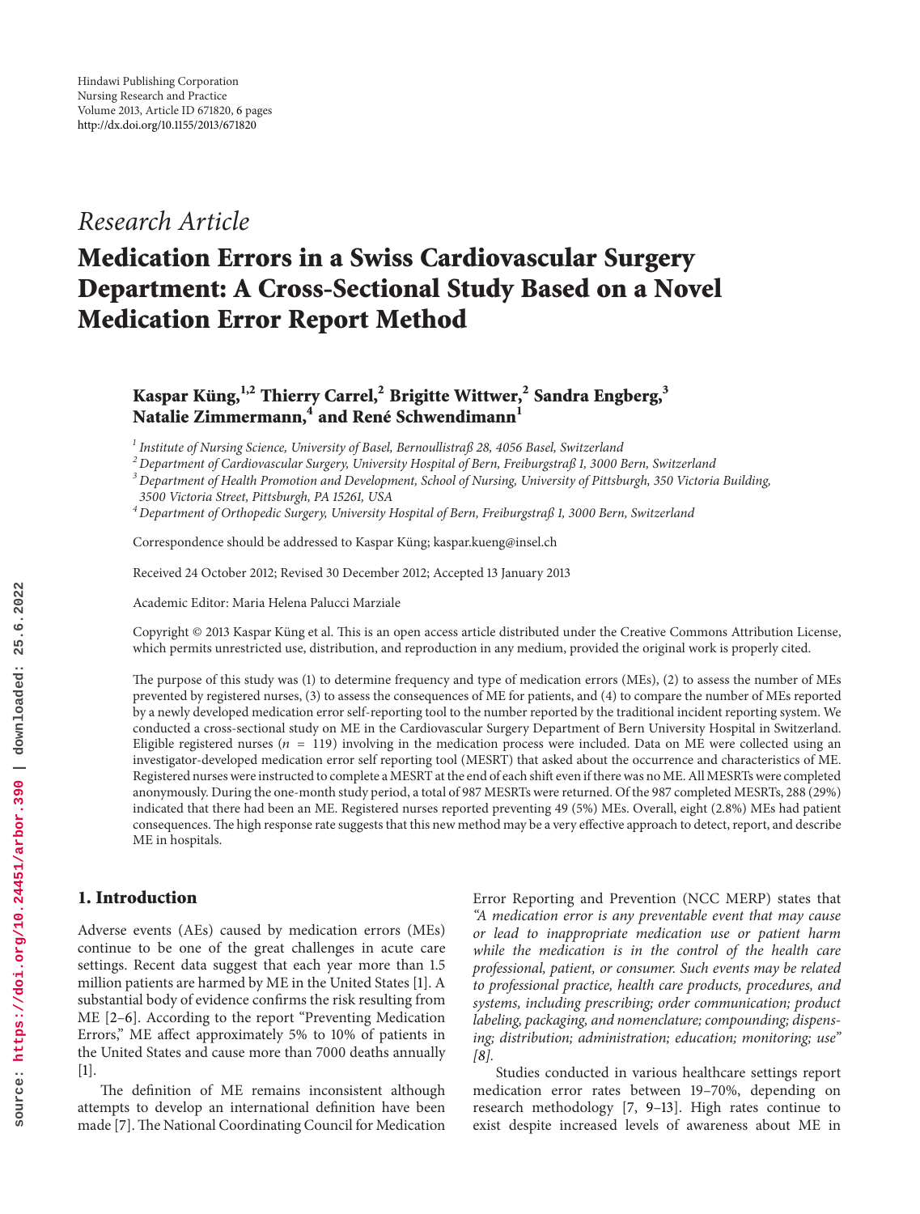Hindawi Publishing Corporation
Nursing Research and Practice
Volume 2013, Article ID 671820, 6 pages
http://dx.doi.org/10.1155/2013/671820

*Research Article*

# Medication Errors in a Swiss Cardiovascular Surgery Department: A Cross-Sectional Study Based on a Novel Medication Error Report Method

**Kaspar Küng,[1,2] Thierry Carrel,[2] Brigitte Wittwer,[2] Sandra Engberg,[3] Natalie Zimmermann,[4] and René Schwendimann[1]**

[1] *Institute of Nursing Science, University of Basel, Bernoullistraß 28, 4056 Basel, Switzerland*
[2] *Department of Cardiovascular Surgery, University Hospital of Bern, Freiburgstraß 1, 3000 Bern, Switzerland*
[3] *Department of Health Promotion and Development, School of Nursing, University of Pittsburgh, 350 Victoria Building, 3500 Victoria Street, Pittsburgh, PA 15261, USA*
[4] *Department of Orthopedic Surgery, University Hospital of Bern, Freiburgstraß 1, 3000 Bern, Switzerland*

Correspondence should be addressed to Kaspar Küng; kaspar.kueng@insel.ch

Received 24 October 2012; Revised 30 December 2012; Accepted 13 January 2013

Academic Editor: Maria Helena Palucci Marziale

Copyright © 2013 Kaspar Küng et al. This is an open access article distributed under the Creative Commons Attribution License, which permits unrestricted use, distribution, and reproduction in any medium, provided the original work is properly cited.

The purpose of this study was (1) to determine frequency and type of medication errors (MEs), (2) to assess the number of MEs prevented by registered nurses, (3) to assess the consequences of ME for patients, and (4) to compare the number of MEs reported by a newly developed medication error self-reporting tool to the number reported by the traditional incident reporting system. We conducted a cross-sectional study on ME in the Cardiovascular Surgery Department of Bern University Hospital in Switzerland. Eligible registered nurses ($n = 119$) involving in the medication process were included. Data on ME were collected using an investigator-developed medication error self reporting tool (MESRT) that asked about the occurrence and characteristics of ME. Registered nurses were instructed to complete a MESRT at the end of each shift even if there was no ME. All MESRTs were completed anonymously. During the one-month study period, a total of 987 MESRTs were returned. Of the 987 completed MESRTs, 288 (29%) indicated that there had been an ME. Registered nurses reported preventing 49 (5%) MEs. Overall, eight (2.8%) MEs had patient consequences. The high response rate suggests that this new method may be a very effective approach to detect, report, and describe ME in hospitals.

## 1. Introduction

Adverse events (AEs) caused by medication errors (MEs) continue to be one of the great challenges in acute care settings. Recent data suggest that each year more than 1.5 million patients are harmed by ME in the United States [1]. A substantial body of evidence confirms the risk resulting from ME [2–6]. According to the report "Preventing Medication Errors," ME affect approximately 5% to 10% of patients in the United States and cause more than 7000 deaths annually [1].

The definition of ME remains inconsistent although attempts to develop an international definition have been made [7]. The National Coordinating Council for Medication Error Reporting and Prevention (NCC MERP) states that *"A medication error is any preventable event that may cause or lead to inappropriate medication use or patient harm while the medication is in the control of the health care professional, patient, or consumer. Such events may be related to professional practice, health care products, procedures, and systems, including prescribing; order communication; product labeling, packaging, and nomenclature; compounding; dispensing; distribution; administration; education; monitoring; use" [8].*

Studies conducted in various healthcare settings report medication error rates between 19–70%, depending on research methodology [7, 9–13]. High rates continue to exist despite increased levels of awareness about ME in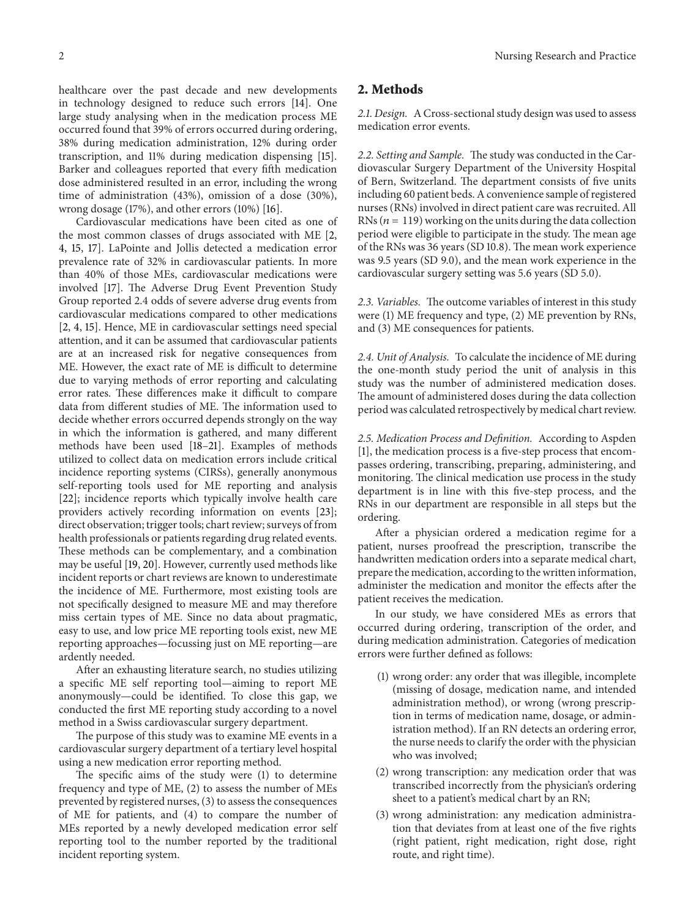healthcare over the past decade and new developments in technology designed to reduce such errors [14]. One large study analysing when in the medication process ME occurred found that 39% of errors occurred during ordering, 38% during medication administration, 12% during order transcription, and 11% during medication dispensing [15]. Barker and colleagues reported that every fifth medication dose administered resulted in an error, including the wrong time of administration (43%), omission of a dose (30%), wrong dosage (17%), and other errors (10%) [16].

Cardiovascular medications have been cited as one of the most common classes of drugs associated with ME [2, 4, 15, 17]. LaPointe and Jollis detected a medication error prevalence rate of 32% in cardiovascular patients. In more than 40% of those MEs, cardiovascular medications were involved [17]. The Adverse Drug Event Prevention Study Group reported 2.4 odds of severe adverse drug events from cardiovascular medications compared to other medications [2, 4, 15]. Hence, ME in cardiovascular settings need special attention, and it can be assumed that cardiovascular patients are at an increased risk for negative consequences from ME. However, the exact rate of ME is difficult to determine due to varying methods of error reporting and calculating error rates. These differences make it difficult to compare data from different studies of ME. The information used to decide whether errors occurred depends strongly on the way in which the information is gathered, and many different methods have been used [18–21]. Examples of methods utilized to collect data on medication errors include critical incidence reporting systems (CIRSs), generally anonymous self-reporting tools used for ME reporting and analysis [22]; incidence reports which typically involve health care providers actively recording information on events [23]; direct observation; trigger tools; chart review; surveys of from health professionals or patients regarding drug related events. These methods can be complementary, and a combination may be useful [19, 20]. However, currently used methods like incident reports or chart reviews are known to underestimate the incidence of ME. Furthermore, most existing tools are not specifically designed to measure ME and may therefore miss certain types of ME. Since no data about pragmatic, easy to use, and low price ME reporting tools exist, new ME reporting approaches—focussing just on ME reporting—are ardently needed.

After an exhausting literature search, no studies utilizing a specific ME self reporting tool—aiming to report ME anonymously—could be identified. To close this gap, we conducted the first ME reporting study according to a novel method in a Swiss cardiovascular surgery department.

The purpose of this study was to examine ME events in a cardiovascular surgery department of a tertiary level hospital using a new medication error reporting method.

The specific aims of the study were (1) to determine frequency and type of ME, (2) to assess the number of MEs prevented by registered nurses, (3) to assess the consequences of ME for patients, and (4) to compare the number of MEs reported by a newly developed medication error self reporting tool to the number reported by the traditional incident reporting system.

## 2. Methods

*2.1. Design.* A Cross-sectional study design was used to assess medication error events.

*2.2. Setting and Sample.* The study was conducted in the Cardiovascular Surgery Department of the University Hospital of Bern, Switzerland. The department consists of five units including 60 patient beds. A convenience sample of registered nurses (RNs) involved in direct patient care was recruited. All RNs ($n = 119$) working on the units during the data collection period were eligible to participate in the study. The mean age of the RNs was 36 years (SD 10.8). The mean work experience was 9.5 years (SD 9.0), and the mean work experience in the cardiovascular surgery setting was 5.6 years (SD 5.0).

*2.3. Variables.* The outcome variables of interest in this study were (1) ME frequency and type, (2) ME prevention by RNs, and (3) ME consequences for patients.

*2.4. Unit of Analysis.* To calculate the incidence of ME during the one-month study period the unit of analysis in this study was the number of administered medication doses. The amount of administered doses during the data collection period was calculated retrospectively by medical chart review.

*2.5. Medication Process and Definition.* According to Aspden [1], the medication process is a five-step process that encompasses ordering, transcribing, preparing, administering, and monitoring. The clinical medication use process in the study department is in line with this five-step process, and the RNs in our department are responsible in all steps but the ordering.

After a physician ordered a medication regime for a patient, nurses proofread the prescription, transcribe the handwritten medication orders into a separate medical chart, prepare the medication, according to the written information, administer the medication and monitor the effects after the patient receives the medication.

In our study, we have considered MEs as errors that occurred during ordering, transcription of the order, and during medication administration. Categories of medication errors were further defined as follows:

(1) wrong order: any order that was illegible, incomplete (missing of dosage, medication name, and intended administration method), or wrong (wrong prescription in terms of medication name, dosage, or administration method). If an RN detects an ordering error, the nurse needs to clarify the order with the physician who was involved;

(2) wrong transcription: any medication order that was transcribed incorrectly from the physician's ordering sheet to a patient's medical chart by an RN;

(3) wrong administration: any medication administration that deviates from at least one of the five rights (right patient, right medication, right dose, right route, and right time).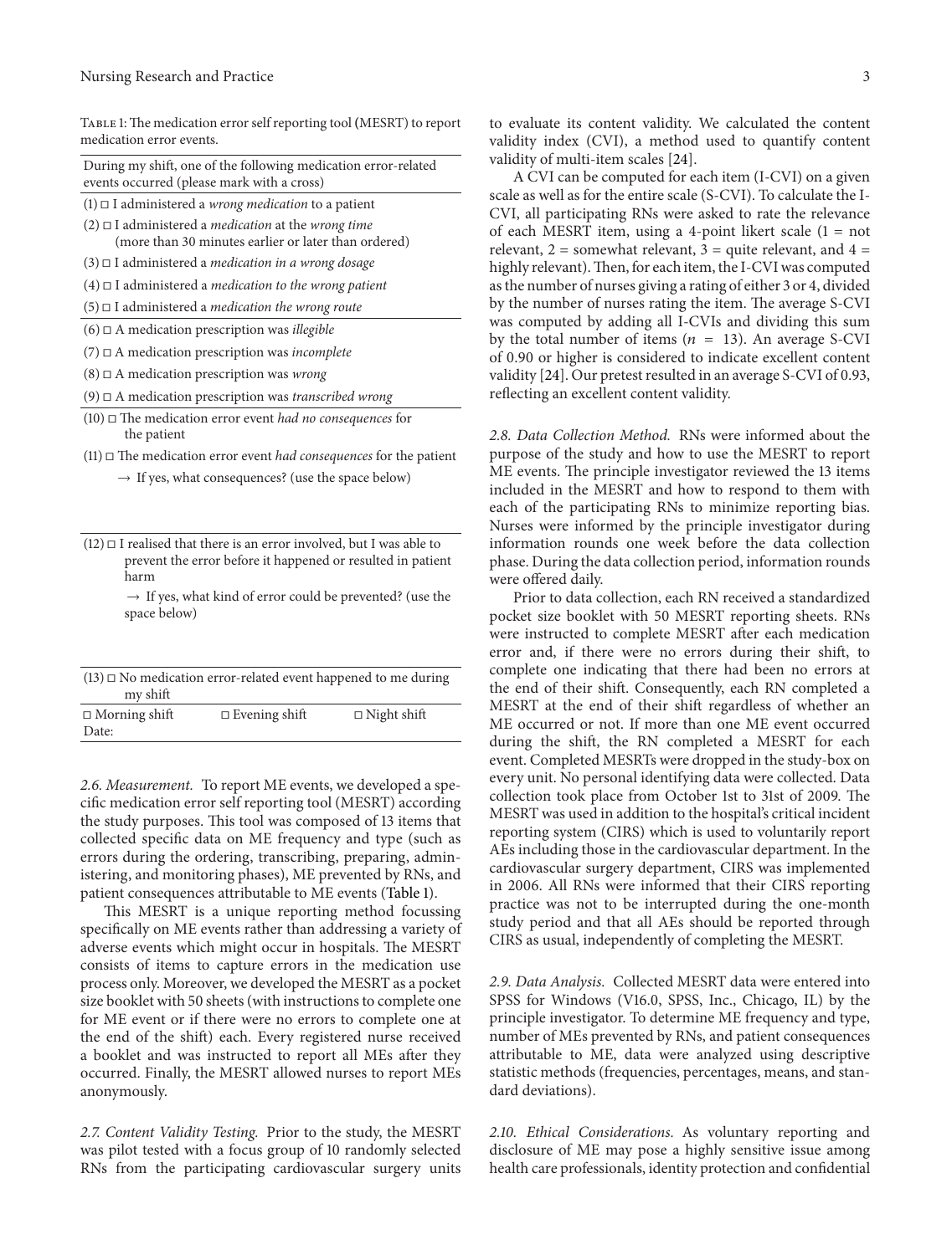Table 1: The medication error self reporting tool (MESRT) to report medication error events.

| During my shift, one of the following medication error-related events occurred (please mark with a cross) | | |
|---|---|---|
| (1) □ I administered a *wrong medication* to a patient | | |
| (2) □ I administered a *medication* at the *wrong time* (more than 30 minutes earlier or later than ordered) | | |
| (3) □ I administered a *medication in a wrong dosage* | | |
| (4) □ I administered a *medication to the wrong patient* | | |
| (5) □ I administered a *medication the wrong route* | | |
| (6) □ A medication prescription was *illegible* | | |
| (7) □ A medication prescription was *incomplete* | | |
| (8) □ A medication prescription was *wrong* | | |
| (9) □ A medication prescription was *transcribed wrong* | | |
| (10) □ The medication error event *had no consequences* for the patient | | |
| (11) □ The medication error event *had consequences* for the patient → If yes, what consequences? (use the space below) | | |
| (12) □ I realised that there is an error involved, but I was able to prevent the error before it happened or resulted in patient harm → If yes, what kind of error could be prevented? (use the space below) | | |
| (13) □ No medication error-related event happened to me during my shift | | |
| □ Morning shift | □ Evening shift | □ Night shift |
| Date: | | |

*2.6. Measurement.* To report ME events, we developed a specific medication error self reporting tool (MESRT) according the study purposes. This tool was composed of 13 items that collected specific data on ME frequency and type (such as errors during the ordering, transcribing, preparing, administering, and monitoring phases), ME prevented by RNs, and patient consequences attributable to ME events (Table 1).

This MESRT is a unique reporting method focussing specifically on ME events rather than addressing a variety of adverse events which might occur in hospitals. The MESRT consists of items to capture errors in the medication use process only. Moreover, we developed the MESRT as a pocket size booklet with 50 sheets (with instructions to complete one for ME event or if there were no errors to complete one at the end of the shift) each. Every registered nurse received a booklet and was instructed to report all MEs after they occurred. Finally, the MESRT allowed nurses to report MEs anonymously.

*2.7. Content Validity Testing.* Prior to the study, the MESRT was pilot tested with a focus group of 10 randomly selected RNs from the participating cardiovascular surgery units to evaluate its content validity. We calculated the content validity index (CVI), a method used to quantify content validity of multi-item scales [24].

A CVI can be computed for each item (I-CVI) on a given scale as well as for the entire scale (S-CVI). To calculate the I-CVI, all participating RNs were asked to rate the relevance of each MESRT item, using a 4-point likert scale (1 = not relevant, 2 = somewhat relevant, 3 = quite relevant, and 4 = highly relevant). Then, for each item, the I-CVI was computed as the number of nurses giving a rating of either 3 or 4, divided by the number of nurses rating the item. The average S-CVI was computed by adding all I-CVIs and dividing this sum by the total number of items ($n = 13$). An average S-CVI of 0.90 or higher is considered to indicate excellent content validity [24]. Our pretest resulted in an average S-CVI of 0.93, reflecting an excellent content validity.

*2.8. Data Collection Method.* RNs were informed about the purpose of the study and how to use the MESRT to report ME events. The principle investigator reviewed the 13 items included in the MESRT and how to respond to them with each of the participating RNs to minimize reporting bias. Nurses were informed by the principle investigator during information rounds one week before the data collection phase. During the data collection period, information rounds were offered daily.

Prior to data collection, each RN received a standardized pocket size booklet with 50 MESRT reporting sheets. RNs were instructed to complete MESRT after each medication error and, if there were no errors during their shift, to complete one indicating that there had been no errors at the end of their shift. Consequently, each RN completed a MESRT at the end of their shift regardless of whether an ME occurred or not. If more than one ME event occurred during the shift, the RN completed a MESRT for each event. Completed MESRTs were dropped in the study-box on every unit. No personal identifying data were collected. Data collection took place from October 1st to 31st of 2009. The MESRT was used in addition to the hospital's critical incident reporting system (CIRS) which is used to voluntarily report AEs including those in the cardiovascular department. In the cardiovascular surgery department, CIRS was implemented in 2006. All RNs were informed that their CIRS reporting practice was not to be interrupted during the one-month study period and that all AEs should be reported through CIRS as usual, independently of completing the MESRT.

*2.9. Data Analysis.* Collected MESRT data were entered into SPSS for Windows (V16.0, SPSS, Inc., Chicago, IL) by the principle investigator. To determine ME frequency and type, number of MEs prevented by RNs, and patient consequences attributable to ME, data were analyzed using descriptive statistic methods (frequencies, percentages, means, and standard deviations).

*2.10. Ethical Considerations.* As voluntary reporting and disclosure of ME may pose a highly sensitive issue among health care professionals, identity protection and confidential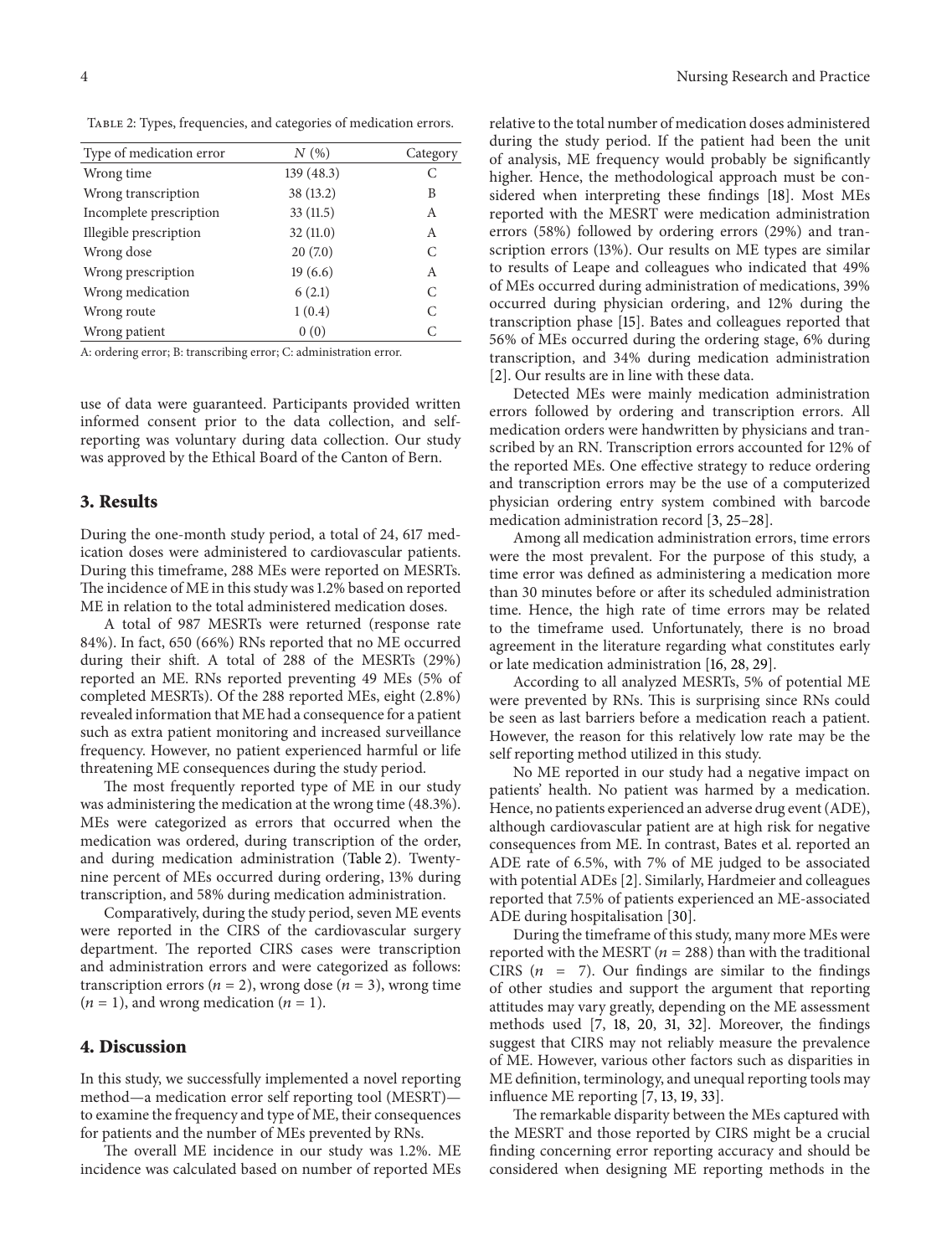Table 2: Types, frequencies, and categories of medication errors.

| Type of medication error | $N$ (%) | Category |
|---|---|---|
| Wrong time | 139 (48.3) | C |
| Wrong transcription | 38 (13.2) | B |
| Incomplete prescription | 33 (11.5) | A |
| Illegible prescription | 32 (11.0) | A |
| Wrong dose | 20 (7.0) | C |
| Wrong prescription | 19 (6.6) | A |
| Wrong medication | 6 (2.1) | C |
| Wrong route | 1 (0.4) | C |
| Wrong patient | 0 (0) | C |

A: ordering error; B: transcribing error; C: administration error.

use of data were guaranteed. Participants provided written informed consent prior to the data collection, and self-reporting was voluntary during data collection. Our study was approved by the Ethical Board of the Canton of Bern.

## 3. Results

During the one-month study period, a total of 24, 617 medication doses were administered to cardiovascular patients. During this timeframe, 288 MEs were reported on MESRTs. The incidence of ME in this study was 1.2% based on reported ME in relation to the total administered medication doses.

A total of 987 MESRTs were returned (response rate 84%). In fact, 650 (66%) RNs reported that no ME occurred during their shift. A total of 288 of the MESRTs (29%) reported an ME. RNs reported preventing 49 MEs (5% of completed MESRTs). Of the 288 reported MEs, eight (2.8%) revealed information that ME had a consequence for a patient such as extra patient monitoring and increased surveillance frequency. However, no patient experienced harmful or life threatening ME consequences during the study period.

The most frequently reported type of ME in our study was administering the medication at the wrong time (48.3%). MEs were categorized as errors that occurred when the medication was ordered, during transcription of the order, and during medication administration (Table 2). Twenty-nine percent of MEs occurred during ordering, 13% during transcription, and 58% during medication administration.

Comparatively, during the study period, seven ME events were reported in the CIRS of the cardiovascular surgery department. The reported CIRS cases were transcription and administration errors and were categorized as follows: transcription errors ($n = 2$), wrong dose ($n = 3$), wrong time ($n = 1$), and wrong medication ($n = 1$).

## 4. Discussion

In this study, we successfully implemented a novel reporting method—a medication error self reporting tool (MESRT)—to examine the frequency and type of ME, their consequences for patients and the number of MEs prevented by RNs.

The overall ME incidence in our study was 1.2%. ME incidence was calculated based on number of reported MEs relative to the total number of medication doses administered during the study period. If the patient had been the unit of analysis, ME frequency would probably be significantly higher. Hence, the methodological approach must be considered when interpreting these findings [18]. Most MEs reported with the MESRT were medication administration errors (58%) followed by ordering errors (29%) and transcription errors (13%). Our results on ME types are similar to results of Leape and colleagues who indicated that 49% of MEs occurred during administration of medications, 39% occurred during physician ordering, and 12% during the transcription phase [15]. Bates and colleagues reported that 56% of MEs occurred during the ordering stage, 6% during transcription, and 34% during medication administration [2]. Our results are in line with these data.

Detected MEs were mainly medication administration errors followed by ordering and transcription errors. All medication orders were handwritten by physicians and transcribed by an RN. Transcription errors accounted for 12% of the reported MEs. One effective strategy to reduce ordering and transcription errors may be the use of a computerized physician ordering entry system combined with barcode medication administration record [3, 25–28].

Among all medication administration errors, time errors were the most prevalent. For the purpose of this study, a time error was defined as administering a medication more than 30 minutes before or after its scheduled administration time. Hence, the high rate of time errors may be related to the timeframe used. Unfortunately, there is no broad agreement in the literature regarding what constitutes early or late medication administration [16, 28, 29].

According to all analyzed MESRTs, 5% of potential ME were prevented by RNs. This is surprising since RNs could be seen as last barriers before a medication reach a patient. However, the reason for this relatively low rate may be the self reporting method utilized in this study.

No ME reported in our study had a negative impact on patients' health. No patient was harmed by a medication. Hence, no patients experienced an adverse drug event (ADE), although cardiovascular patient are at high risk for negative consequences from ME. In contrast, Bates et al. reported an ADE rate of 6.5%, with 7% of ME judged to be associated with potential ADEs [2]. Similarly, Hardmeier and colleagues reported that 7.5% of patients experienced an ME-associated ADE during hospitalisation [30].

During the timeframe of this study, many more MEs were reported with the MESRT ($n = 288$) than with the traditional CIRS ($n = 7$). Our findings are similar to the findings of other studies and support the argument that reporting attitudes may vary greatly, depending on the ME assessment methods used [7, 18, 20, 31, 32]. Moreover, the findings suggest that CIRS may not reliably measure the prevalence of ME. However, various other factors such as disparities in ME definition, terminology, and unequal reporting tools may influence ME reporting [7, 13, 19, 33].

The remarkable disparity between the MEs captured with the MESRT and those reported by CIRS might be a crucial finding concerning error reporting accuracy and should be considered when designing ME reporting methods in the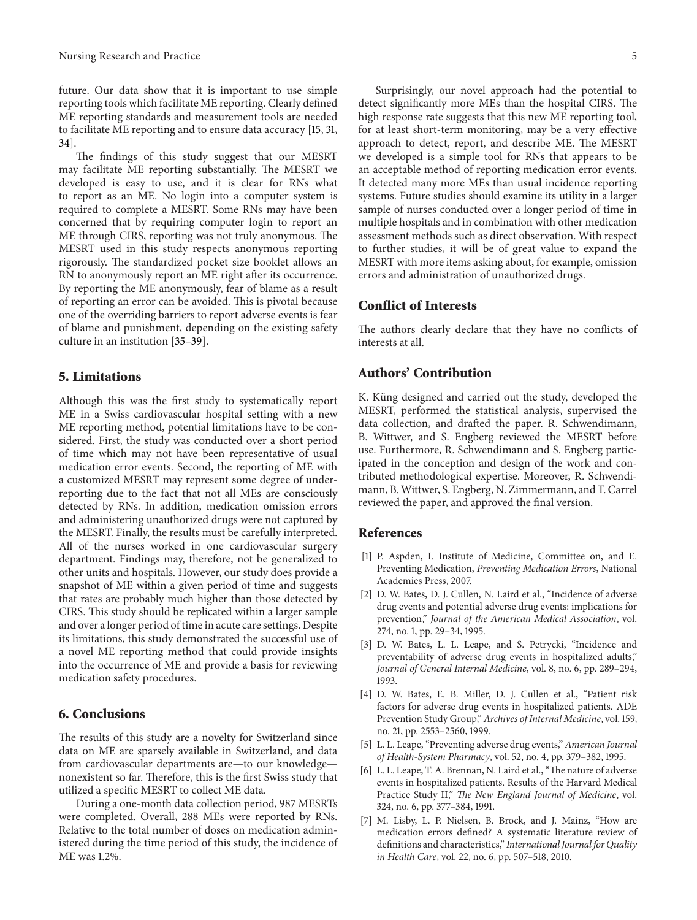future. Our data show that it is important to use simple reporting tools which facilitate ME reporting. Clearly defined ME reporting standards and measurement tools are needed to facilitate ME reporting and to ensure data accuracy [15, 31, 34].

The findings of this study suggest that our MESRT may facilitate ME reporting substantially. The MESRT we developed is easy to use, and it is clear for RNs what to report as an ME. No login into a computer system is required to complete a MESRT. Some RNs may have been concerned that by requiring computer login to report an ME through CIRS, reporting was not truly anonymous. The MESRT used in this study respects anonymous reporting rigorously. The standardized pocket size booklet allows an RN to anonymously report an ME right after its occurrence. By reporting the ME anonymously, fear of blame as a result of reporting an error can be avoided. This is pivotal because one of the overriding barriers to report adverse events is fear of blame and punishment, depending on the existing safety culture in an institution [35–39].

## 5. Limitations

Although this was the first study to systematically report ME in a Swiss cardiovascular hospital setting with a new ME reporting method, potential limitations have to be considered. First, the study was conducted over a short period of time which may not have been representative of usual medication error events. Second, the reporting of ME with a customized MESRT may represent some degree of underreporting due to the fact that not all MEs are consciously detected by RNs. In addition, medication omission errors and administering unauthorized drugs were not captured by the MESRT. Finally, the results must be carefully interpreted. All of the nurses worked in one cardiovascular surgery department. Findings may, therefore, not be generalized to other units and hospitals. However, our study does provide a snapshot of ME within a given period of time and suggests that rates are probably much higher than those detected by CIRS. This study should be replicated within a larger sample and over a longer period of time in acute care settings. Despite its limitations, this study demonstrated the successful use of a novel ME reporting method that could provide insights into the occurrence of ME and provide a basis for reviewing medication safety procedures.

## 6. Conclusions

The results of this study are a novelty for Switzerland since data on ME are sparsely available in Switzerland, and data from cardiovascular departments are—to our knowledge—nonexistent so far. Therefore, this is the first Swiss study that utilized a specific MESRT to collect ME data.

During a one-month data collection period, 987 MESRTs were completed. Overall, 288 MEs were reported by RNs. Relative to the total number of doses on medication administered during the time period of this study, the incidence of ME was 1.2%.

Surprisingly, our novel approach had the potential to detect significantly more MEs than the hospital CIRS. The high response rate suggests that this new ME reporting tool, for at least short-term monitoring, may be a very effective approach to detect, report, and describe ME. The MESRT we developed is a simple tool for RNs that appears to be an acceptable method of reporting medication error events. It detected many more MEs than usual incidence reporting systems. Future studies should examine its utility in a larger sample of nurses conducted over a longer period of time in multiple hospitals and in combination with other medication assessment methods such as direct observation. With respect to further studies, it will be of great value to expand the MESRT with more items asking about, for example, omission errors and administration of unauthorized drugs.

## Conflict of Interests

The authors clearly declare that they have no conflicts of interests at all.

## Authors' Contribution

K. Küng designed and carried out the study, developed the MESRT, performed the statistical analysis, supervised the data collection, and drafted the paper. R. Schwendimann, B. Wittwer, and S. Engberg reviewed the MESRT before use. Furthermore, R. Schwendimann and S. Engberg participated in the conception and design of the work and contributed methodological expertise. Moreover, R. Schwendimann, B. Wittwer, S. Engberg, N. Zimmermann, and T. Carrel reviewed the paper, and approved the final version.

## References

[1] P. Aspden, I. Institute of Medicine, Committee on, and E. Preventing Medication, *Preventing Medication Errors*, National Academies Press, 2007.

[2] D. W. Bates, D. J. Cullen, N. Laird et al., "Incidence of adverse drug events and potential adverse drug events: implications for prevention," *Journal of the American Medical Association*, vol. 274, no. 1, pp. 29–34, 1995.

[3] D. W. Bates, L. L. Leape, and S. Petrycki, "Incidence and preventability of adverse drug events in hospitalized adults," *Journal of General Internal Medicine*, vol. 8, no. 6, pp. 289–294, 1993.

[4] D. W. Bates, E. B. Miller, D. J. Cullen et al., "Patient risk factors for adverse drug events in hospitalized patients. ADE Prevention Study Group," *Archives of Internal Medicine*, vol. 159, no. 21, pp. 2553–2560, 1999.

[5] L. L. Leape, "Preventing adverse drug events," *American Journal of Health-System Pharmacy*, vol. 52, no. 4, pp. 379–382, 1995.

[6] L. L. Leape, T. A. Brennan, N. Laird et al., "The nature of adverse events in hospitalized patients. Results of the Harvard Medical Practice Study II," *The New England Journal of Medicine*, vol. 324, no. 6, pp. 377–384, 1991.

[7] M. Lisby, L. P. Nielsen, B. Brock, and J. Mainz, "How are medication errors defined? A systematic literature review of definitions and characteristics," *International Journal for Quality in Health Care*, vol. 22, no. 6, pp. 507–518, 2010.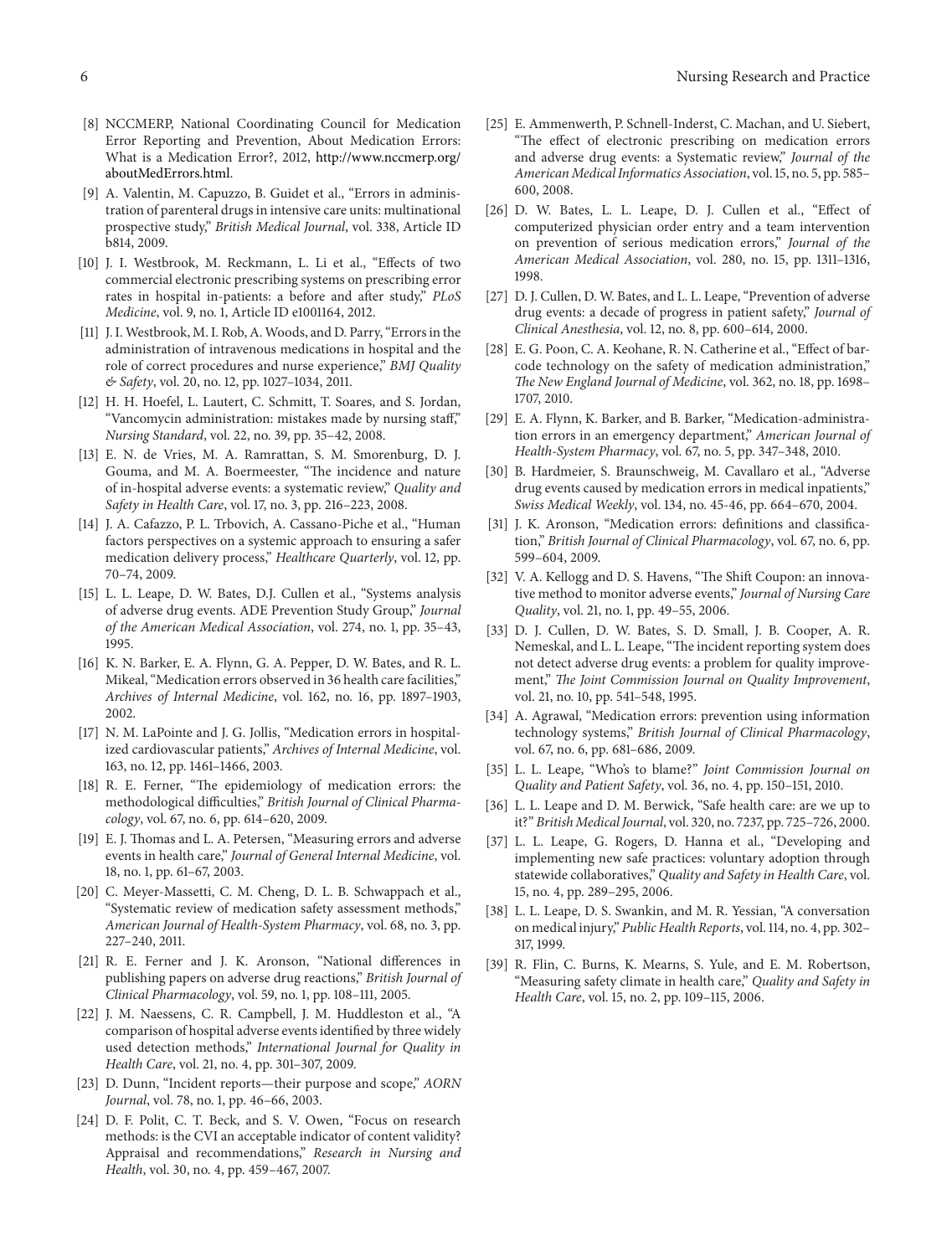[8] NCCMERP, National Coordinating Council for Medication Error Reporting and Prevention, About Medication Errors: What is a Medication Error?, 2012, http://www.nccmerp.org/aboutMedErrors.html.

[9] A. Valentin, M. Capuzzo, B. Guidet et al., "Errors in administration of parenteral drugs in intensive care units: multinational prospective study," *British Medical Journal*, vol. 338, Article ID b814, 2009.

[10] J. I. Westbrook, M. Reckmann, L. Li et al., "Effects of two commercial electronic prescribing systems on prescribing error rates in hospital in-patients: a before and after study," *PLoS Medicine*, vol. 9, no. 1, Article ID e1001164, 2012.

[11] J. I. Westbrook, M. I. Rob, A. Woods, and D. Parry, "Errors in the administration of intravenous medications in hospital and the role of correct procedures and nurse experience," *BMJ Quality & Safety*, vol. 20, no. 12, pp. 1027–1034, 2011.

[12] H. H. Hoefel, L. Lautert, C. Schmitt, T. Soares, and S. Jordan, "Vancomycin administration: mistakes made by nursing staff," *Nursing Standard*, vol. 22, no. 39, pp. 35–42, 2008.

[13] E. N. de Vries, M. A. Ramrattan, S. M. Smorenburg, D. J. Gouma, and M. A. Boermeester, "The incidence and nature of in-hospital adverse events: a systematic review," *Quality and Safety in Health Care*, vol. 17, no. 3, pp. 216–223, 2008.

[14] J. A. Cafazzo, P. L. Trbovich, A. Cassano-Piche et al., "Human factors perspectives on a systemic approach to ensuring a safer medication delivery process," *Healthcare Quarterly*, vol. 12, pp. 70–74, 2009.

[15] L. L. Leape, D. W. Bates, D.J. Cullen et al., "Systems analysis of adverse drug events. ADE Prevention Study Group," *Journal of the American Medical Association*, vol. 274, no. 1, pp. 35–43, 1995.

[16] K. N. Barker, E. A. Flynn, G. A. Pepper, D. W. Bates, and R. L. Mikeal, "Medication errors observed in 36 health care facilities," *Archives of Internal Medicine*, vol. 162, no. 16, pp. 1897–1903, 2002.

[17] N. M. LaPointe and J. G. Jollis, "Medication errors in hospitalized cardiovascular patients," *Archives of Internal Medicine*, vol. 163, no. 12, pp. 1461–1466, 2003.

[18] R. E. Ferner, "The epidemiology of medication errors: the methodological difficulties," *British Journal of Clinical Pharmacology*, vol. 67, no. 6, pp. 614–620, 2009.

[19] E. J. Thomas and L. A. Petersen, "Measuring errors and adverse events in health care," *Journal of General Internal Medicine*, vol. 18, no. 1, pp. 61–67, 2003.

[20] C. Meyer-Massetti, C. M. Cheng, D. L. B. Schwappach et al., "Systematic review of medication safety assessment methods," *American Journal of Health-System Pharmacy*, vol. 68, no. 3, pp. 227–240, 2011.

[21] R. E. Ferner and J. K. Aronson, "National differences in publishing papers on adverse drug reactions," *British Journal of Clinical Pharmacology*, vol. 59, no. 1, pp. 108–111, 2005.

[22] J. M. Naessens, C. R. Campbell, J. M. Huddleston et al., "A comparison of hospital adverse events identified by three widely used detection methods," *International Journal for Quality in Health Care*, vol. 21, no. 4, pp. 301–307, 2009.

[23] D. Dunn, "Incident reports—their purpose and scope," *AORN Journal*, vol. 78, no. 1, pp. 46–66, 2003.

[24] D. F. Polit, C. T. Beck, and S. V. Owen, "Focus on research methods: is the CVI an acceptable indicator of content validity? Appraisal and recommendations," *Research in Nursing and Health*, vol. 30, no. 4, pp. 459–467, 2007.

[25] E. Ammenwerth, P. Schnell-Inderst, C. Machan, and U. Siebert, "The effect of electronic prescribing on medication errors and adverse drug events: a Systematic review," *Journal of the American Medical Informatics Association*, vol. 15, no. 5, pp. 585–600, 2008.

[26] D. W. Bates, L. L. Leape, D. J. Cullen et al., "Effect of computerized physician order entry and a team intervention on prevention of serious medication errors," *Journal of the American Medical Association*, vol. 280, no. 15, pp. 1311–1316, 1998.

[27] D. J. Cullen, D. W. Bates, and L. L. Leape, "Prevention of adverse drug events: a decade of progress in patient safety," *Journal of Clinical Anesthesia*, vol. 12, no. 8, pp. 600–614, 2000.

[28] E. G. Poon, C. A. Keohane, R. N. Catherine et al., "Effect of barcode technology on the safety of medication administration," *The New England Journal of Medicine*, vol. 362, no. 18, pp. 1698–1707, 2010.

[29] E. A. Flynn, K. Barker, and B. Barker, "Medication-administration errors in an emergency department," *American Journal of Health-System Pharmacy*, vol. 67, no. 5, pp. 347–348, 2010.

[30] B. Hardmeier, S. Braunschweig, M. Cavallaro et al., "Adverse drug events caused by medication errors in medical inpatients," *Swiss Medical Weekly*, vol. 134, no. 45-46, pp. 664–670, 2004.

[31] J. K. Aronson, "Medication errors: definitions and classification," *British Journal of Clinical Pharmacology*, vol. 67, no. 6, pp. 599–604, 2009.

[32] V. A. Kellogg and D. S. Havens, "The Shift Coupon: an innovative method to monitor adverse events," *Journal of Nursing Care Quality*, vol. 21, no. 1, pp. 49–55, 2006.

[33] D. J. Cullen, D. W. Bates, S. D. Small, J. B. Cooper, A. R. Nemeskal, and L. L. Leape, "The incident reporting system does not detect adverse drug events: a problem for quality improvement," *The Joint Commission Journal on Quality Improvement*, vol. 21, no. 10, pp. 541–548, 1995.

[34] A. Agrawal, "Medication errors: prevention using information technology systems," *British Journal of Clinical Pharmacology*, vol. 67, no. 6, pp. 681–686, 2009.

[35] L. L. Leape, "Who's to blame?" *Joint Commission Journal on Quality and Patient Safety*, vol. 36, no. 4, pp. 150–151, 2010.

[36] L. L. Leape and D. M. Berwick, "Safe health care: are we up to it?" *British Medical Journal*, vol. 320, no. 7237, pp. 725–726, 2000.

[37] L. L. Leape, G. Rogers, D. Hanna et al., "Developing and implementing new safe practices: voluntary adoption through statewide collaboratives," *Quality and Safety in Health Care*, vol. 15, no. 4, pp. 289–295, 2006.

[38] L. L. Leape, D. S. Swankin, and M. R. Yessian, "A conversation on medical injury," *Public Health Reports*, vol. 114, no. 4, pp. 302–317, 1999.

[39] R. Flin, C. Burns, K. Mearns, S. Yule, and E. M. Robertson, "Measuring safety climate in health care," *Quality and Safety in Health Care*, vol. 15, no. 2, pp. 109–115, 2006.